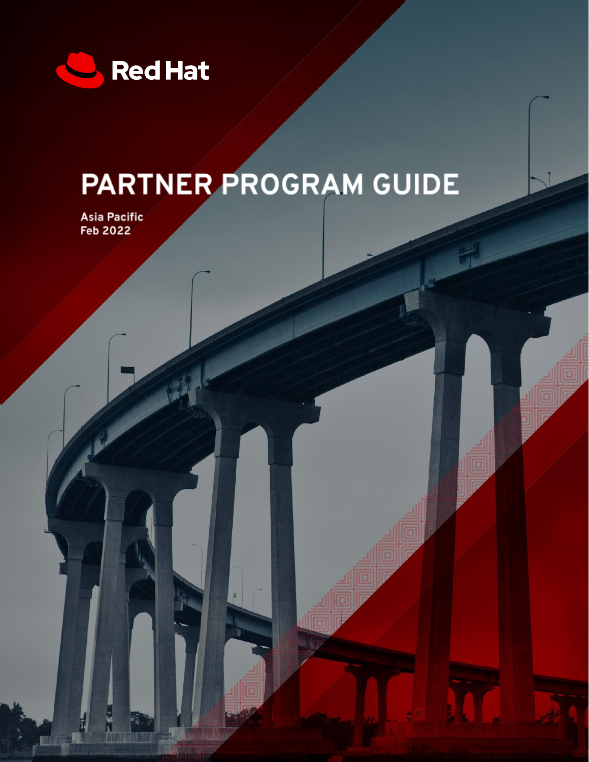Red Hat

# PARTNER PROGRAM GUIDE

**Asia Pacific**
**Feb 2022**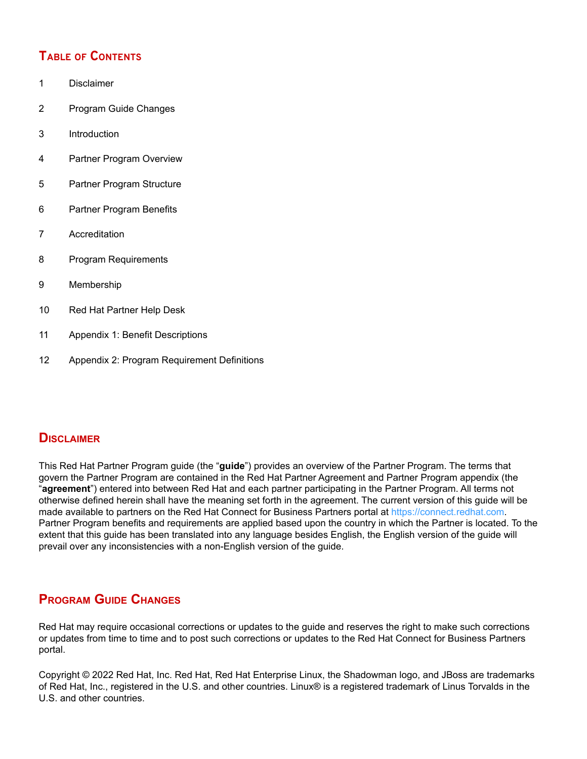## Table of Contents

1 Disclaimer

2 Program Guide Changes

3 Introduction

4 Partner Program Overview

5 Partner Program Structure

6 Partner Program Benefits

7 Accreditation

8 Program Requirements

9 Membership

10 Red Hat Partner Help Desk

11 Appendix 1: Benefit Descriptions

12 Appendix 2: Program Requirement Definitions

## Disclaimer

This Red Hat Partner Program guide (the "**guide**") provides an overview of the Partner Program. The terms that govern the Partner Program are contained in the Red Hat Partner Agreement and Partner Program appendix (the "**agreement**") entered into between Red Hat and each partner participating in the Partner Program. All terms not otherwise defined herein shall have the meaning set forth in the agreement. The current version of this guide will be made available to partners on the Red Hat Connect for Business Partners portal at https://connect.redhat.com. Partner Program benefits and requirements are applied based upon the country in which the Partner is located. To the extent that this guide has been translated into any language besides English, the English version of the guide will prevail over any inconsistencies with a non-English version of the guide.

## Program Guide Changes

Red Hat may require occasional corrections or updates to the guide and reserves the right to make such corrections or updates from time to time and to post such corrections or updates to the Red Hat Connect for Business Partners portal.

Copyright © 2022 Red Hat, Inc. Red Hat, Red Hat Enterprise Linux, the Shadowman logo, and JBoss are trademarks of Red Hat, Inc., registered in the U.S. and other countries. Linux® is a registered trademark of Linus Torvalds in the U.S. and other countries.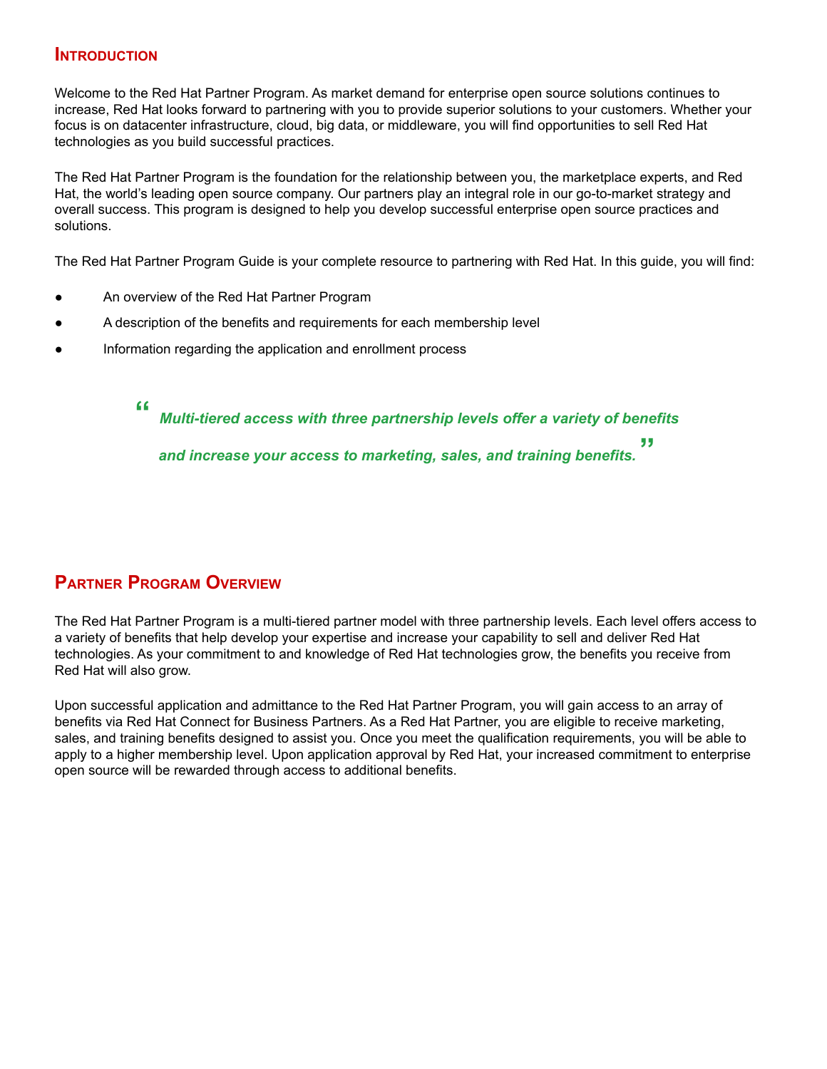## Introduction

Welcome to the Red Hat Partner Program. As market demand for enterprise open source solutions continues to increase, Red Hat looks forward to partnering with you to provide superior solutions to your customers. Whether your focus is on datacenter infrastructure, cloud, big data, or middleware, you will find opportunities to sell Red Hat technologies as you build successful practices.

The Red Hat Partner Program is the foundation for the relationship between you, the marketplace experts, and Red Hat, the world's leading open source company. Our partners play an integral role in our go-to-market strategy and overall success. This program is designed to help you develop successful enterprise open source practices and solutions.

The Red Hat Partner Program Guide is your complete resource to partnering with Red Hat. In this guide, you will find:

- An overview of the Red Hat Partner Program
- A description of the benefits and requirements for each membership level
- Information regarding the application and enrollment process

> ***"Multi-tiered access with three partnership levels offer a variety of benefits and increase your access to marketing, sales, and training benefits."***

## Partner Program Overview

The Red Hat Partner Program is a multi-tiered partner model with three partnership levels. Each level offers access to a variety of benefits that help develop your expertise and increase your capability to sell and deliver Red Hat technologies. As your commitment to and knowledge of Red Hat technologies grow, the benefits you receive from Red Hat will also grow.

Upon successful application and admittance to the Red Hat Partner Program, you will gain access to an array of benefits via Red Hat Connect for Business Partners. As a Red Hat Partner, you are eligible to receive marketing, sales, and training benefits designed to assist you. Once you meet the qualification requirements, you will be able to apply to a higher membership level. Upon application approval by Red Hat, your increased commitment to enterprise open source will be rewarded through access to additional benefits.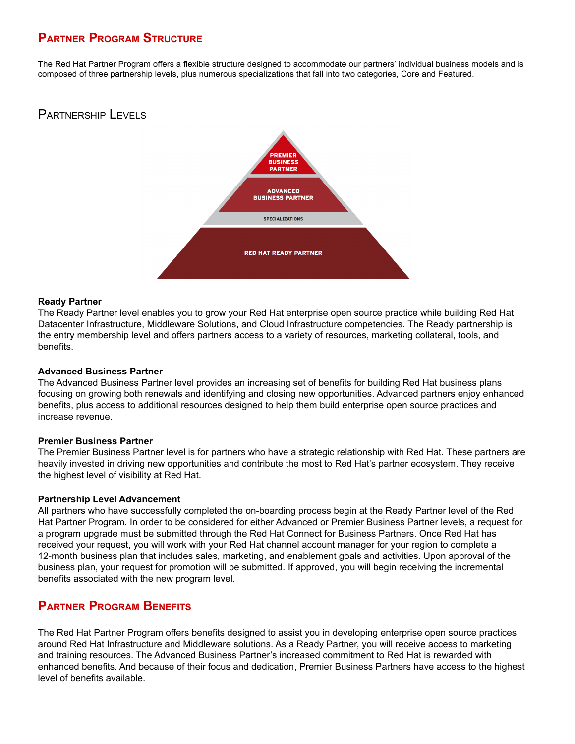## Partner Program Structure

The Red Hat Partner Program offers a flexible structure designed to accommodate our partners' individual business models and is composed of three partnership levels, plus numerous specializations that fall into two categories, Core and Featured.

### Partnership Levels

**Ready Partner**
The Ready Partner level enables you to grow your Red Hat enterprise open source practice while building Red Hat Datacenter Infrastructure, Middleware Solutions, and Cloud Infrastructure competencies. The Ready partnership is the entry membership level and offers partners access to a variety of resources, marketing collateral, tools, and benefits.

**Advanced Business Partner**
The Advanced Business Partner level provides an increasing set of benefits for building Red Hat business plans focusing on growing both renewals and identifying and closing new opportunities. Advanced partners enjoy enhanced benefits, plus access to additional resources designed to help them build enterprise open source practices and increase revenue.

**Premier Business Partner**
The Premier Business Partner level is for partners who have a strategic relationship with Red Hat. These partners are heavily invested in driving new opportunities and contribute the most to Red Hat's partner ecosystem. They receive the highest level of visibility at Red Hat.

**Partnership Level Advancement**
All partners who have successfully completed the on-boarding process begin at the Ready Partner level of the Red Hat Partner Program. In order to be considered for either Advanced or Premier Business Partner levels, a request for a program upgrade must be submitted through the Red Hat Connect for Business Partners. Once Red Hat has received your request, you will work with your Red Hat channel account manager for your region to complete a 12-month business plan that includes sales, marketing, and enablement goals and activities. Upon approval of the business plan, your request for promotion will be submitted. If approved, you will begin receiving the incremental benefits associated with the new program level.

## Partner Program Benefits

The Red Hat Partner Program offers benefits designed to assist you in developing enterprise open source practices around Red Hat Infrastructure and Middleware solutions. As a Ready Partner, you will receive access to marketing and training resources. The Advanced Business Partner's increased commitment to Red Hat is rewarded with enhanced benefits. And because of their focus and dedication, Premier Business Partners have access to the highest level of benefits available.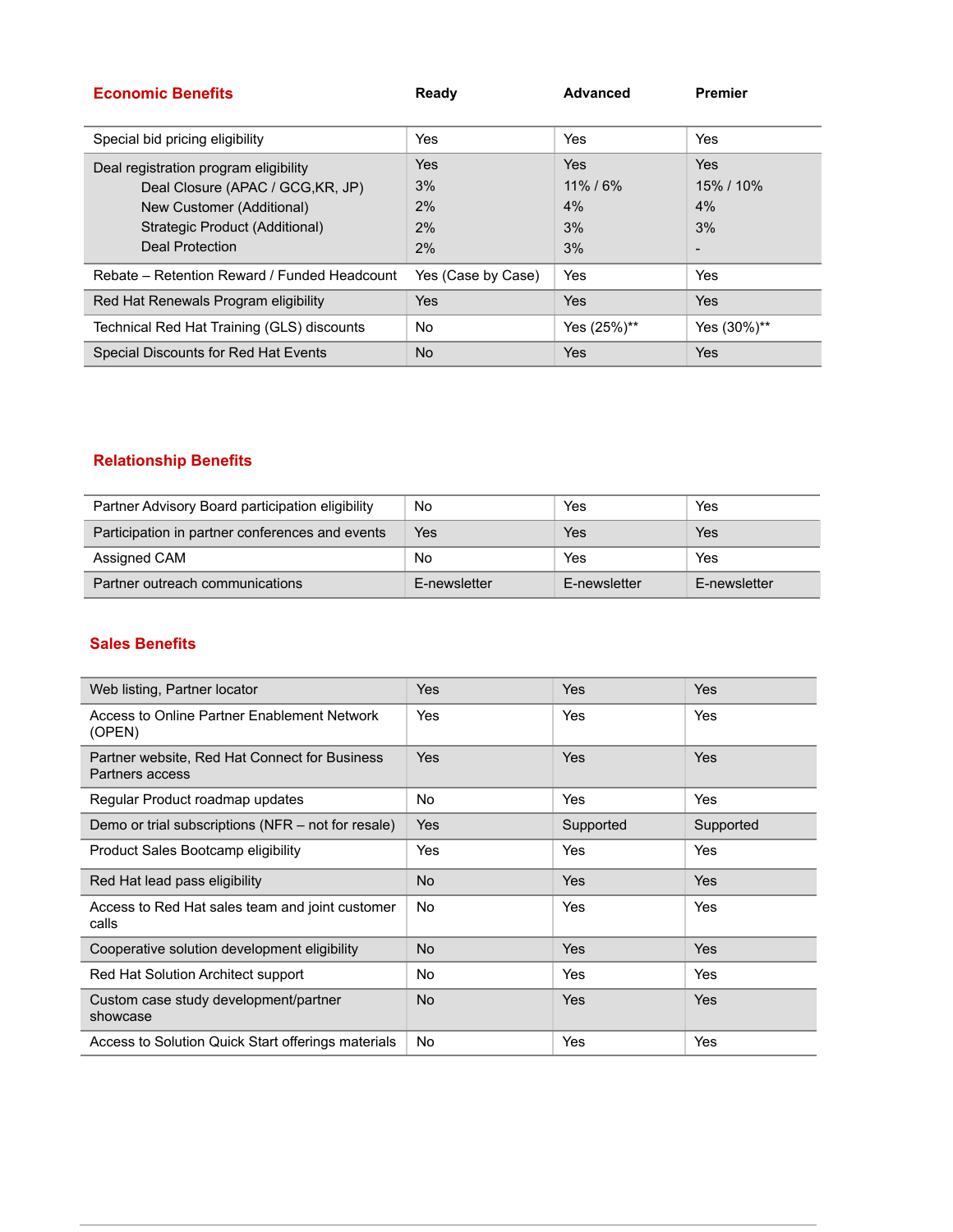| Economic Benefits | Ready | Advanced | Premier |
|---|---|---|---|
| Special bid pricing eligibility | Yes | Yes | Yes |
| Deal registration program eligibility | Yes | Yes | Yes |
| Deal Closure (APAC / GCG,KR, JP) | 3% | 11% / 6% | 15% / 10% |
| New Customer (Additional) | 2% | 4% | 4% |
| Strategic Product (Additional) | 2% | 3% | 3% |
| Deal Protection | 2% | 3% | - |
| Rebate – Retention Reward / Funded Headcount | Yes (Case by Case) | Yes | Yes |
| Red Hat Renewals Program eligibility | Yes | Yes | Yes |
| Technical Red Hat Training (GLS) discounts | No | Yes (25%)** | Yes (30%)** |
| Special Discounts for Red Hat Events | No | Yes | Yes |

## Relationship Benefits

| Relationship Benefits | Ready | Advanced | Premier |
|---|---|---|---|
| Partner Advisory Board participation eligibility | No | Yes | Yes |
| Participation in partner conferences and events | Yes | Yes | Yes |
| Assigned CAM | No | Yes | Yes |
| Partner outreach communications | E-newsletter | E-newsletter | E-newsletter |

## Sales Benefits

| Sales Benefits | Ready | Advanced | Premier |
|---|---|---|---|
| Web listing, Partner locator | Yes | Yes | Yes |
| Access to Online Partner Enablement Network (OPEN) | Yes | Yes | Yes |
| Partner website, Red Hat Connect for Business Partners access | Yes | Yes | Yes |
| Regular Product roadmap updates | No | Yes | Yes |
| Demo or trial subscriptions (NFR – not for resale) | Yes | Supported | Supported |
| Product Sales Bootcamp eligibility | Yes | Yes | Yes |
| Red Hat lead pass eligibility | No | Yes | Yes |
| Access to Red Hat sales team and joint customer calls | No | Yes | Yes |
| Cooperative solution development eligibility | No | Yes | Yes |
| Red Hat Solution Architect support | No | Yes | Yes |
| Custom case study development/partner showcase | No | Yes | Yes |
| Access to Solution Quick Start offerings materials | No | Yes | Yes |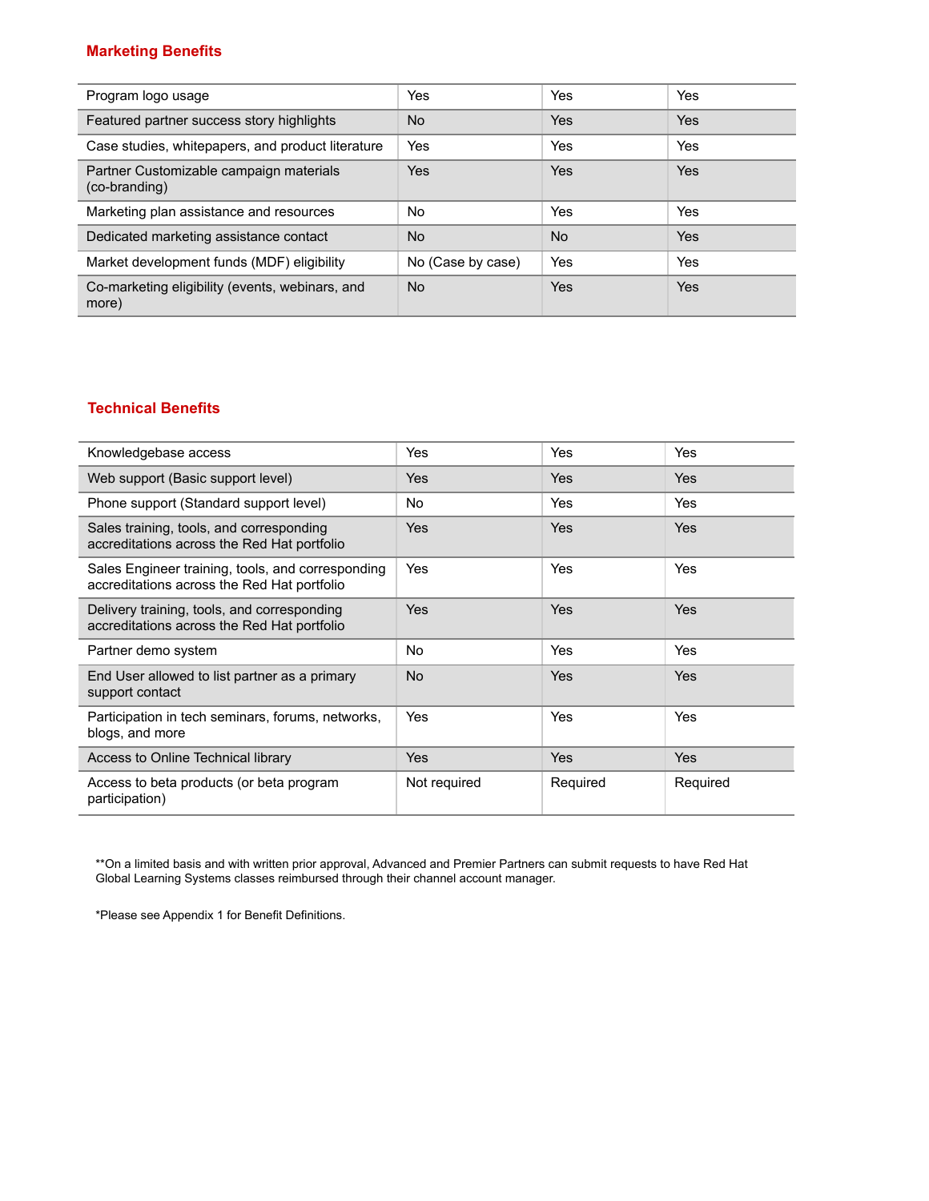## Marketing Benefits

| | | | |
|---|---|---|---|
| Program logo usage | Yes | Yes | Yes |
| Featured partner success story highlights | No | Yes | Yes |
| Case studies, whitepapers, and product literature | Yes | Yes | Yes |
| Partner Customizable campaign materials (co-branding) | Yes | Yes | Yes |
| Marketing plan assistance and resources | No | Yes | Yes |
| Dedicated marketing assistance contact | No | No | Yes |
| Market development funds (MDF) eligibility | No (Case by case) | Yes | Yes |
| Co-marketing eligibility (events, webinars, and more) | No | Yes | Yes |

## Technical Benefits

| | | | |
|---|---|---|---|
| Knowledgebase access | Yes | Yes | Yes |
| Web support (Basic support level) | Yes | Yes | Yes |
| Phone support (Standard support level) | No | Yes | Yes |
| Sales training, tools, and corresponding accreditations across the Red Hat portfolio | Yes | Yes | Yes |
| Sales Engineer training, tools, and corresponding accreditations across the Red Hat portfolio | Yes | Yes | Yes |
| Delivery training, tools, and corresponding accreditations across the Red Hat portfolio | Yes | Yes | Yes |
| Partner demo system | No | Yes | Yes |
| End User allowed to list partner as a primary support contact | No | Yes | Yes |
| Participation in tech seminars, forums, networks, blogs, and more | Yes | Yes | Yes |
| Access to Online Technical library | Yes | Yes | Yes |
| Access to beta products (or beta program participation) | Not required | Required | Required |

**On a limited basis and with written prior approval, Advanced and Premier Partners can submit requests to have Red Hat Global Learning Systems classes reimbursed through their channel account manager.

*Please see Appendix 1 for Benefit Definitions.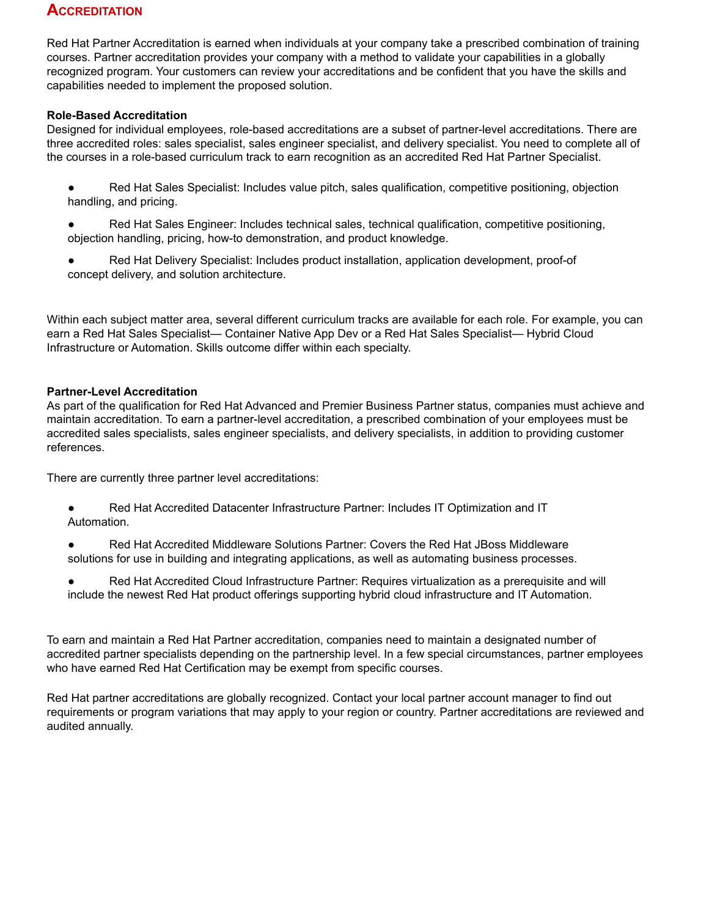## Accreditation

Red Hat Partner Accreditation is earned when individuals at your company take a prescribed combination of training courses. Partner accreditation provides your company with a method to validate your capabilities in a globally recognized program. Your customers can review your accreditations and be confident that you have the skills and capabilities needed to implement the proposed solution.

**Role-Based Accreditation**

Designed for individual employees, role-based accreditations are a subset of partner-level accreditations. There are three accredited roles: sales specialist, sales engineer specialist, and delivery specialist. You need to complete all of the courses in a role-based curriculum track to earn recognition as an accredited Red Hat Partner Specialist.

- Red Hat Sales Specialist: Includes value pitch, sales qualification, competitive positioning, objection handling, and pricing.
- Red Hat Sales Engineer: Includes technical sales, technical qualification, competitive positioning, objection handling, pricing, how-to demonstration, and product knowledge.
- Red Hat Delivery Specialist: Includes product installation, application development, proof-of concept delivery, and solution architecture.

Within each subject matter area, several different curriculum tracks are available for each role. For example, you can earn a Red Hat Sales Specialist— Container Native App Dev or a Red Hat Sales Specialist— Hybrid Cloud Infrastructure or Automation. Skills outcome differ within each specialty.

**Partner-Level Accreditation**

As part of the qualification for Red Hat Advanced and Premier Business Partner status, companies must achieve and maintain accreditation. To earn a partner-level accreditation, a prescribed combination of your employees must be accredited sales specialists, sales engineer specialists, and delivery specialists, in addition to providing customer references.

There are currently three partner level accreditations:

- Red Hat Accredited Datacenter Infrastructure Partner: Includes IT Optimization and IT Automation.
- Red Hat Accredited Middleware Solutions Partner: Covers the Red Hat JBoss Middleware solutions for use in building and integrating applications, as well as automating business processes.
- Red Hat Accredited Cloud Infrastructure Partner: Requires virtualization as a prerequisite and will include the newest Red Hat product offerings supporting hybrid cloud infrastructure and IT Automation.

To earn and maintain a Red Hat Partner accreditation, companies need to maintain a designated number of accredited partner specialists depending on the partnership level. In a few special circumstances, partner employees who have earned Red Hat Certification may be exempt from specific courses.

Red Hat partner accreditations are globally recognized. Contact your local partner account manager to find out requirements or program variations that may apply to your region or country. Partner accreditations are reviewed and audited annually.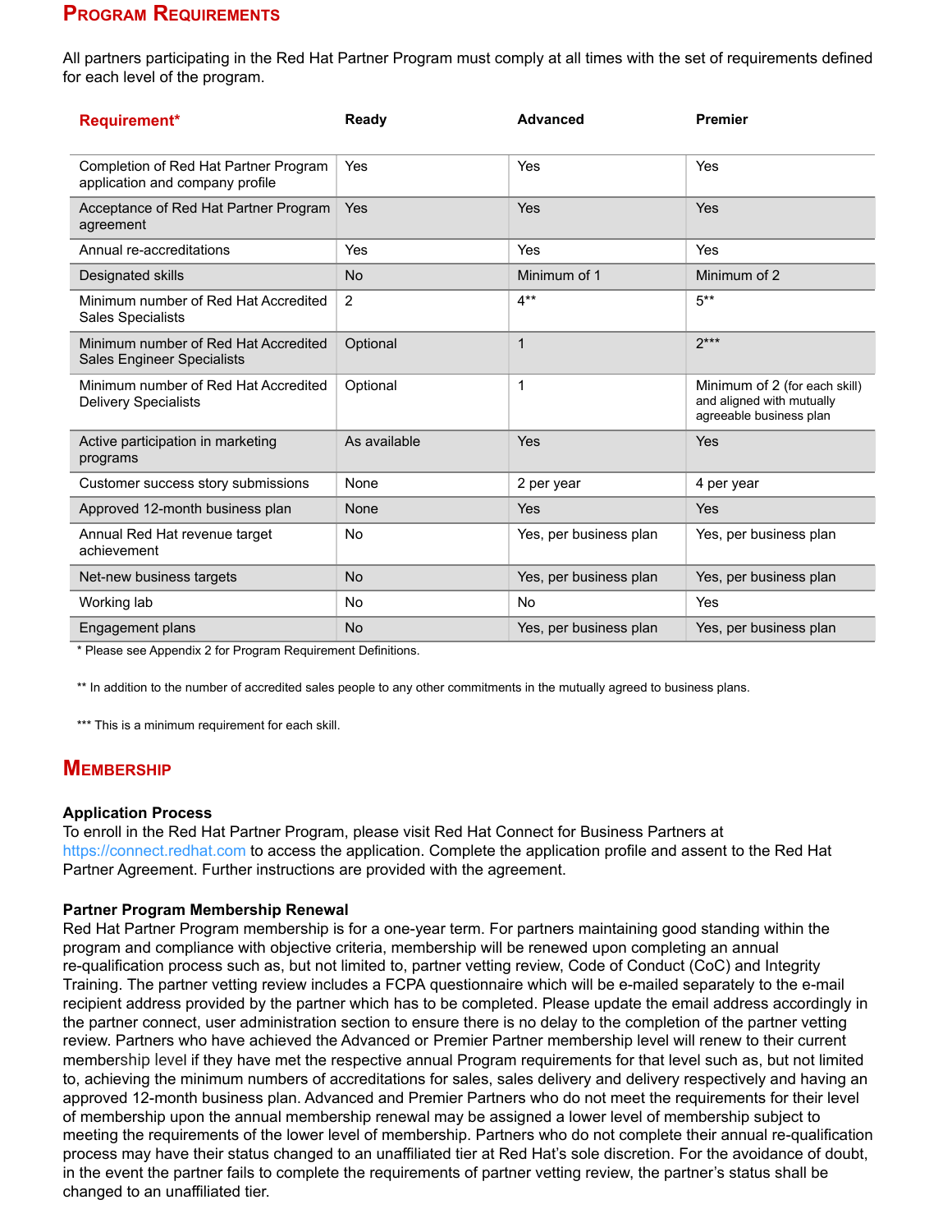## Program Requirements

All partners participating in the Red Hat Partner Program must comply at all times with the set of requirements defined for each level of the program.

| Requirement* | Ready | Advanced | Premier |
|---|---|---|---|
| Completion of Red Hat Partner Program application and company profile | Yes | Yes | Yes |
| Acceptance of Red Hat Partner Program agreement | Yes | Yes | Yes |
| Annual re-accreditations | Yes | Yes | Yes |
| Designated skills | No | Minimum of 1 | Minimum of 2 |
| Minimum number of Red Hat Accredited Sales Specialists | 2 | 4** | 5** |
| Minimum number of Red Hat Accredited Sales Engineer Specialists | Optional | 1 | 2*** |
| Minimum number of Red Hat Accredited Delivery Specialists | Optional | 1 | Minimum of 2 (for each skill) and aligned with mutually agreeable business plan |
| Active participation in marketing programs | As available | Yes | Yes |
| Customer success story submissions | None | 2 per year | 4 per year |
| Approved 12-month business plan | None | Yes | Yes |
| Annual Red Hat revenue target achievement | No | Yes, per business plan | Yes, per business plan |
| Net-new business targets | No | Yes, per business plan | Yes, per business plan |
| Working lab | No | No | Yes |
| Engagement plans | No | Yes, per business plan | Yes, per business plan |

* Please see Appendix 2 for Program Requirement Definitions.

** In addition to the number of accredited sales people to any other commitments in the mutually agreed to business plans.

*** This is a minimum requirement for each skill.

## Membership

### Application Process

To enroll in the Red Hat Partner Program, please visit Red Hat Connect for Business Partners at https://connect.redhat.com to access the application. Complete the application profile and assent to the Red Hat Partner Agreement. Further instructions are provided with the agreement.

### Partner Program Membership Renewal

Red Hat Partner Program membership is for a one-year term. For partners maintaining good standing within the program and compliance with objective criteria, membership will be renewed upon completing an annual re-qualification process such as, but not limited to, partner vetting review, Code of Conduct (CoC) and Integrity Training. The partner vetting review includes a FCPA questionnaire which will be e-mailed separately to the e-mail recipient address provided by the partner which has to be completed. Please update the email address accordingly in the partner connect, user administration section to ensure there is no delay to the completion of the partner vetting review. Partners who have achieved the Advanced or Premier Partner membership level will renew to their current membership level if they have met the respective annual Program requirements for that level such as, but not limited to, achieving the minimum numbers of accreditations for sales, sales delivery and delivery respectively and having an approved 12-month business plan. Advanced and Premier Partners who do not meet the requirements for their level of membership upon the annual membership renewal may be assigned a lower level of membership subject to meeting the requirements of the lower level of membership. Partners who do not complete their annual re-qualification process may have their status changed to an unaffiliated tier at Red Hat's sole discretion. For the avoidance of doubt, in the event the partner fails to complete the requirements of partner vetting review, the partner's status shall be changed to an unaffiliated tier.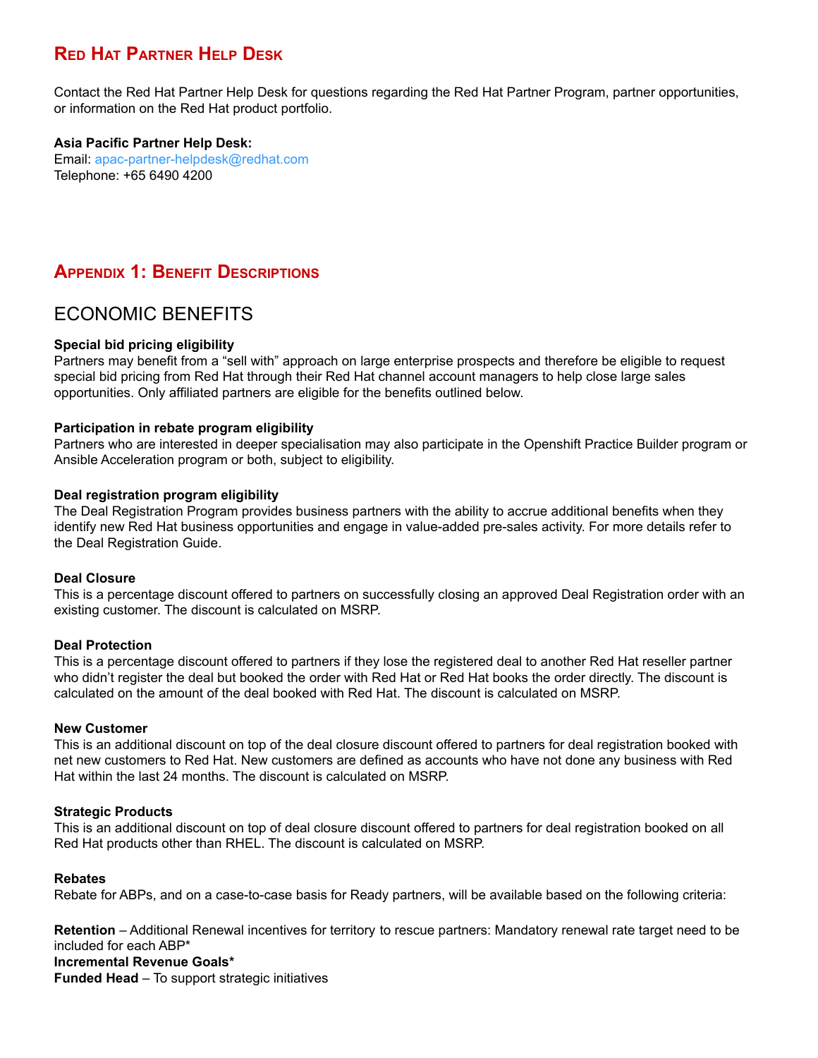## Red Hat Partner Help Desk

Contact the Red Hat Partner Help Desk for questions regarding the Red Hat Partner Program, partner opportunities, or information on the Red Hat product portfolio.

**Asia Pacific Partner Help Desk:**
Email: apac-partner-helpdesk@redhat.com
Telephone: +65 6490 4200

## Appendix 1: Benefit Descriptions

### ECONOMIC BENEFITS

**Special bid pricing eligibility**
Partners may benefit from a "sell with" approach on large enterprise prospects and therefore be eligible to request special bid pricing from Red Hat through their Red Hat channel account managers to help close large sales opportunities. Only affiliated partners are eligible for the benefits outlined below.

**Participation in rebate program eligibility**
Partners who are interested in deeper specialisation may also participate in the Openshift Practice Builder program or Ansible Acceleration program or both, subject to eligibility.

**Deal registration program eligibility**
The Deal Registration Program provides business partners with the ability to accrue additional benefits when they identify new Red Hat business opportunities and engage in value-added pre-sales activity. For more details refer to the Deal Registration Guide.

**Deal Closure**
This is a percentage discount offered to partners on successfully closing an approved Deal Registration order with an existing customer. The discount is calculated on MSRP.

**Deal Protection**
This is a percentage discount offered to partners if they lose the registered deal to another Red Hat reseller partner who didn't register the deal but booked the order with Red Hat or Red Hat books the order directly. The discount is calculated on the amount of the deal booked with Red Hat. The discount is calculated on MSRP.

**New Customer**
This is an additional discount on top of the deal closure discount offered to partners for deal registration booked with net new customers to Red Hat. New customers are defined as accounts who have not done any business with Red Hat within the last 24 months. The discount is calculated on MSRP.

**Strategic Products**
This is an additional discount on top of deal closure discount offered to partners for deal registration booked on all Red Hat products other than RHEL. The discount is calculated on MSRP.

**Rebates**
Rebate for ABPs, and on a case-to-case basis for Ready partners, will be available based on the following criteria:

**Retention** – Additional Renewal incentives for territory to rescue partners: Mandatory renewal rate target need to be included for each ABP*
**Incremental Revenue Goals***
**Funded Head** – To support strategic initiatives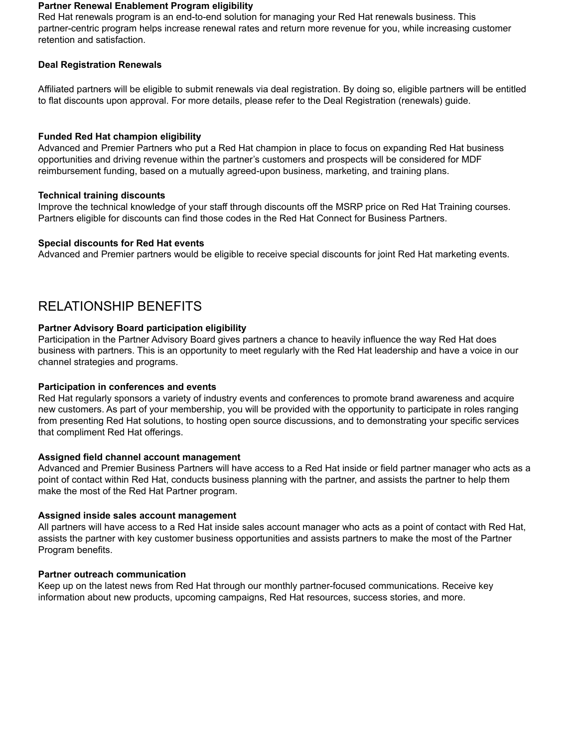**Partner Renewal Enablement Program eligibility**
Red Hat renewals program is an end-to-end solution for managing your Red Hat renewals business. This partner-centric program helps increase renewal rates and return more revenue for you, while increasing customer retention and satisfaction.

**Deal Registration Renewals**

Affiliated partners will be eligible to submit renewals via deal registration. By doing so, eligible partners will be entitled to flat discounts upon approval. For more details, please refer to the Deal Registration (renewals) guide.

**Funded Red Hat champion eligibility**
Advanced and Premier Partners who put a Red Hat champion in place to focus on expanding Red Hat business opportunities and driving revenue within the partner's customers and prospects will be considered for MDF reimbursement funding, based on a mutually agreed-upon business, marketing, and training plans.

**Technical training discounts**
Improve the technical knowledge of your staff through discounts off the MSRP price on Red Hat Training courses. Partners eligible for discounts can find those codes in the Red Hat Connect for Business Partners.

**Special discounts for Red Hat events**
Advanced and Premier partners would be eligible to receive special discounts for joint Red Hat marketing events.

## RELATIONSHIP BENEFITS

**Partner Advisory Board participation eligibility**
Participation in the Partner Advisory Board gives partners a chance to heavily influence the way Red Hat does business with partners. This is an opportunity to meet regularly with the Red Hat leadership and have a voice in our channel strategies and programs.

**Participation in conferences and events**
Red Hat regularly sponsors a variety of industry events and conferences to promote brand awareness and acquire new customers. As part of your membership, you will be provided with the opportunity to participate in roles ranging from presenting Red Hat solutions, to hosting open source discussions, and to demonstrating your specific services that compliment Red Hat offerings.

**Assigned field channel account management**
Advanced and Premier Business Partners will have access to a Red Hat inside or field partner manager who acts as a point of contact within Red Hat, conducts business planning with the partner, and assists the partner to help them make the most of the Red Hat Partner program.

**Assigned inside sales account management**
All partners will have access to a Red Hat inside sales account manager who acts as a point of contact with Red Hat, assists the partner with key customer business opportunities and assists partners to make the most of the Partner Program benefits.

**Partner outreach communication**
Keep up on the latest news from Red Hat through our monthly partner-focused communications. Receive key information about new products, upcoming campaigns, Red Hat resources, success stories, and more.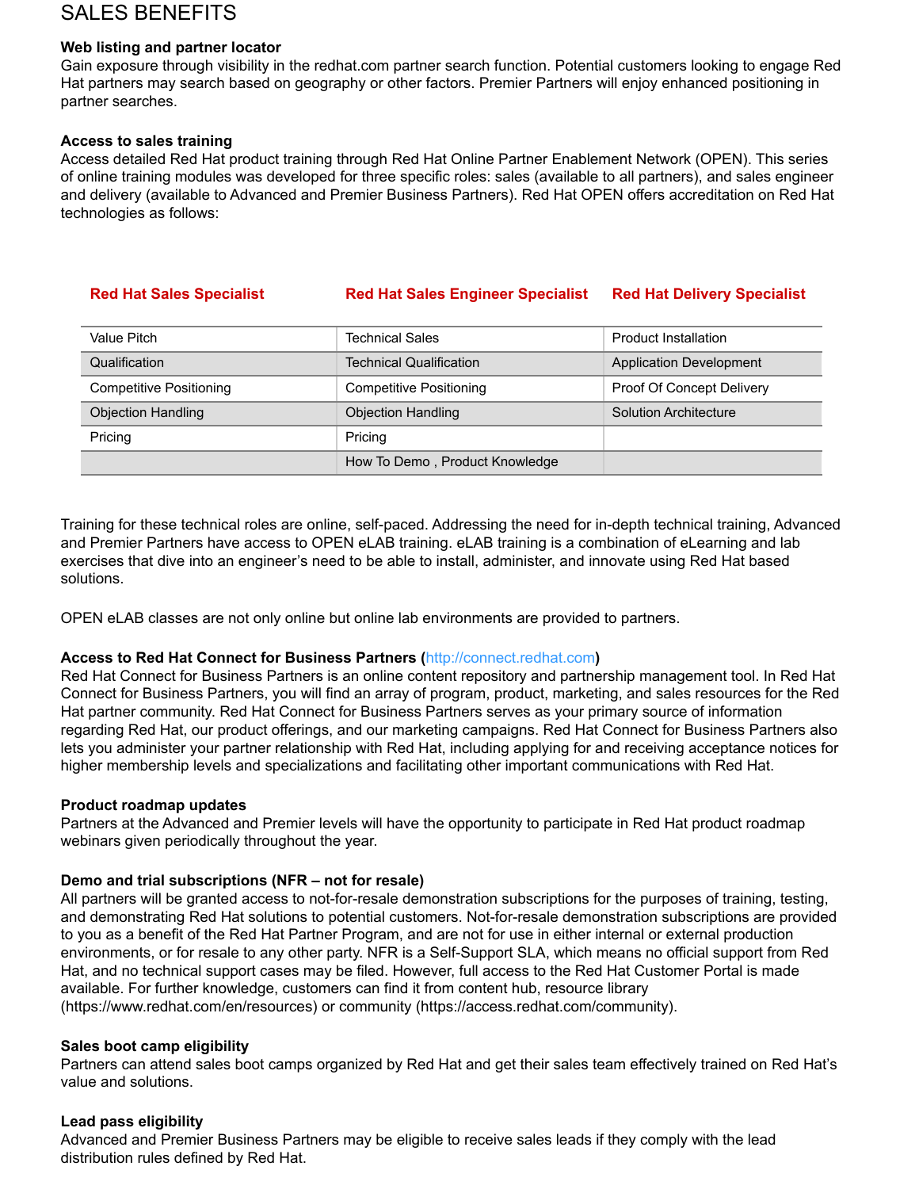# SALES BENEFITS

**Web listing and partner locator**
Gain exposure through visibility in the redhat.com partner search function. Potential customers looking to engage Red Hat partners may search based on geography or other factors. Premier Partners will enjoy enhanced positioning in partner searches.

**Access to sales training**
Access detailed Red Hat product training through Red Hat Online Partner Enablement Network (OPEN). This series of online training modules was developed for three specific roles: sales (available to all partners), and sales engineer and delivery (available to Advanced and Premier Business Partners). Red Hat OPEN offers accreditation on Red Hat technologies as follows:

| Red Hat Sales Specialist | Red Hat Sales Engineer Specialist | Red Hat Delivery Specialist |
|---|---|---|
| Value Pitch | Technical Sales | Product Installation |
| Qualification | Technical Qualification | Application Development |
| Competitive Positioning | Competitive Positioning | Proof Of Concept Delivery |
| Objection Handling | Objection Handling | Solution Architecture |
| Pricing | Pricing | |
| | How To Demo , Product Knowledge | |

Training for these technical roles are online, self-paced. Addressing the need for in-depth technical training, Advanced and Premier Partners have access to OPEN eLAB training. eLAB training is a combination of eLearning and lab exercises that dive into an engineer's need to be able to install, administer, and innovate using Red Hat based solutions.

OPEN eLAB classes are not only online but online lab environments are provided to partners.

**Access to Red Hat Connect for Business Partners (http://connect.redhat.com)**
Red Hat Connect for Business Partners is an online content repository and partnership management tool. In Red Hat Connect for Business Partners, you will find an array of program, product, marketing, and sales resources for the Red Hat partner community. Red Hat Connect for Business Partners serves as your primary source of information regarding Red Hat, our product offerings, and our marketing campaigns. Red Hat Connect for Business Partners also lets you administer your partner relationship with Red Hat, including applying for and receiving acceptance notices for higher membership levels and specializations and facilitating other important communications with Red Hat.

**Product roadmap updates**
Partners at the Advanced and Premier levels will have the opportunity to participate in Red Hat product roadmap webinars given periodically throughout the year.

**Demo and trial subscriptions (NFR – not for resale)**
All partners will be granted access to not-for-resale demonstration subscriptions for the purposes of training, testing, and demonstrating Red Hat solutions to potential customers. Not-for-resale demonstration subscriptions are provided to you as a benefit of the Red Hat Partner Program, and are not for use in either internal or external production environments, or for resale to any other party. NFR is a Self-Support SLA, which means no official support from Red Hat, and no technical support cases may be filed. However, full access to the Red Hat Customer Portal is made available. For further knowledge, customers can find it from content hub, resource library (https://www.redhat.com/en/resources) or community (https://access.redhat.com/community).

**Sales boot camp eligibility**
Partners can attend sales boot camps organized by Red Hat and get their sales team effectively trained on Red Hat's value and solutions.

**Lead pass eligibility**
Advanced and Premier Business Partners may be eligible to receive sales leads if they comply with the lead distribution rules defined by Red Hat.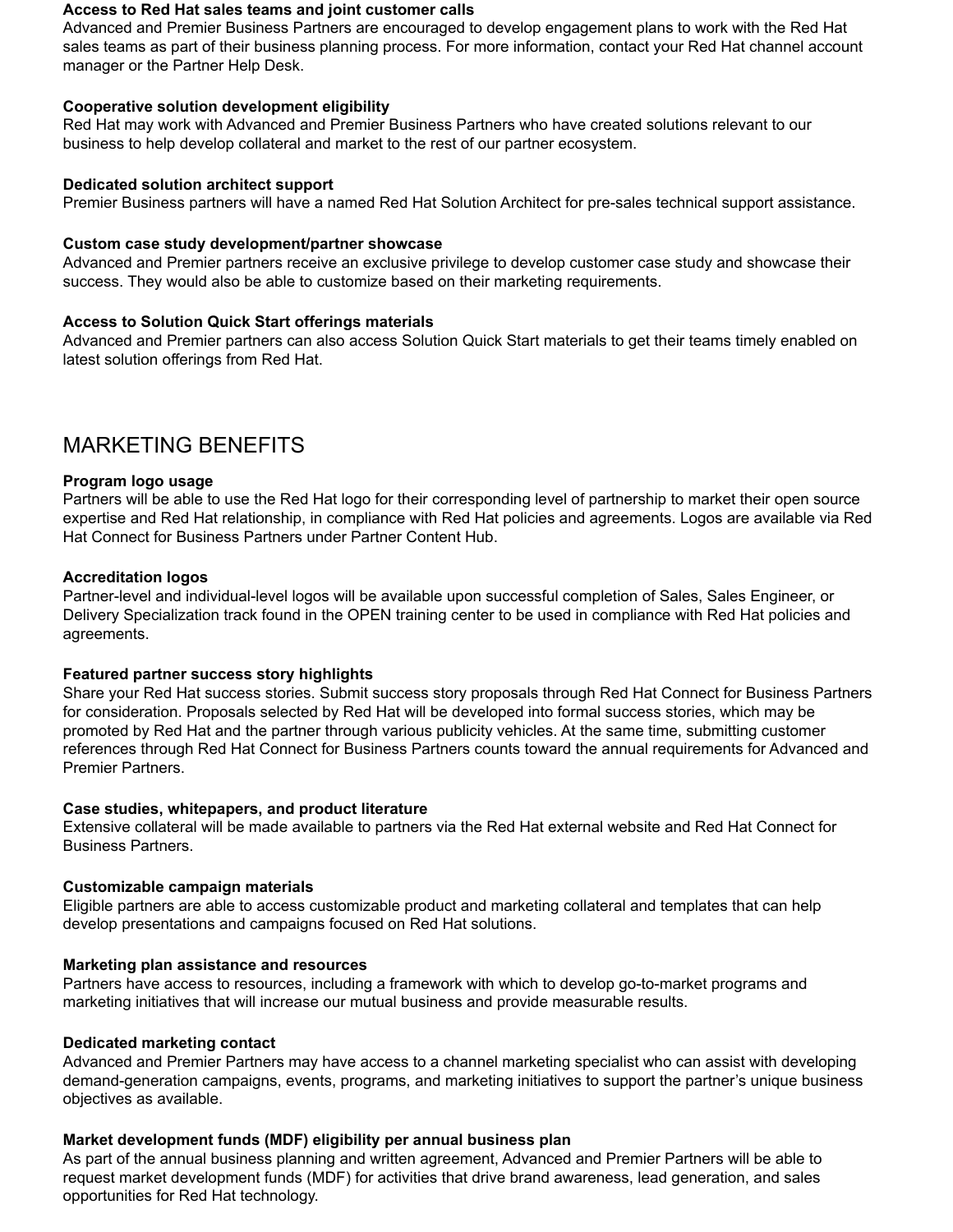**Access to Red Hat sales teams and joint customer calls**
Advanced and Premier Business Partners are encouraged to develop engagement plans to work with the Red Hat sales teams as part of their business planning process. For more information, contact your Red Hat channel account manager or the Partner Help Desk.

**Cooperative solution development eligibility**
Red Hat may work with Advanced and Premier Business Partners who have created solutions relevant to our business to help develop collateral and market to the rest of our partner ecosystem.

**Dedicated solution architect support**
Premier Business partners will have a named Red Hat Solution Architect for pre-sales technical support assistance.

**Custom case study development/partner showcase**
Advanced and Premier partners receive an exclusive privilege to develop customer case study and showcase their success. They would also be able to customize based on their marketing requirements.

**Access to Solution Quick Start offerings materials**
Advanced and Premier partners can also access Solution Quick Start materials to get their teams timely enabled on latest solution offerings from Red Hat.

## MARKETING BENEFITS

**Program logo usage**
Partners will be able to use the Red Hat logo for their corresponding level of partnership to market their open source expertise and Red Hat relationship, in compliance with Red Hat policies and agreements. Logos are available via Red Hat Connect for Business Partners under Partner Content Hub.

**Accreditation logos**
Partner-level and individual-level logos will be available upon successful completion of Sales, Sales Engineer, or Delivery Specialization track found in the OPEN training center to be used in compliance with Red Hat policies and agreements.

**Featured partner success story highlights**
Share your Red Hat success stories. Submit success story proposals through Red Hat Connect for Business Partners for consideration. Proposals selected by Red Hat will be developed into formal success stories, which may be promoted by Red Hat and the partner through various publicity vehicles. At the same time, submitting customer references through Red Hat Connect for Business Partners counts toward the annual requirements for Advanced and Premier Partners.

**Case studies, whitepapers, and product literature**
Extensive collateral will be made available to partners via the Red Hat external website and Red Hat Connect for Business Partners.

**Customizable campaign materials**
Eligible partners are able to access customizable product and marketing collateral and templates that can help develop presentations and campaigns focused on Red Hat solutions.

**Marketing plan assistance and resources**
Partners have access to resources, including a framework with which to develop go-to-market programs and marketing initiatives that will increase our mutual business and provide measurable results.

**Dedicated marketing contact**
Advanced and Premier Partners may have access to a channel marketing specialist who can assist with developing demand-generation campaigns, events, programs, and marketing initiatives to support the partner's unique business objectives as available.

**Market development funds (MDF) eligibility per annual business plan**
As part of the annual business planning and written agreement, Advanced and Premier Partners will be able to request market development funds (MDF) for activities that drive brand awareness, lead generation, and sales opportunities for Red Hat technology.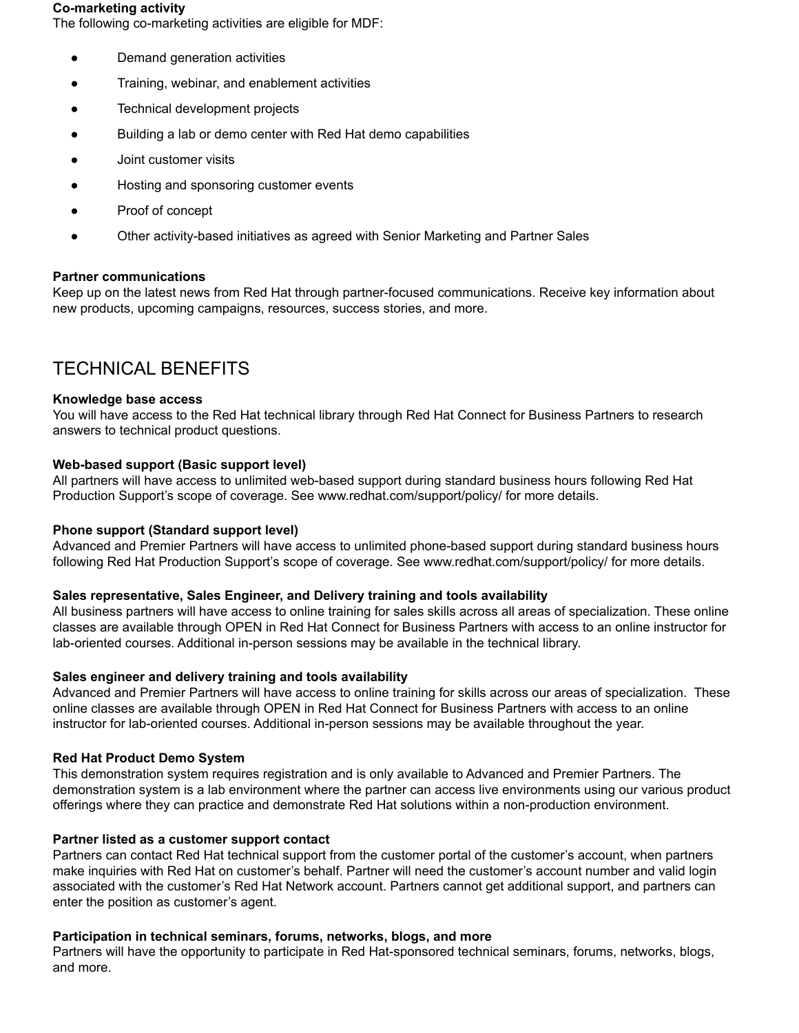**Co-marketing activity**
The following co-marketing activities are eligible for MDF:

- Demand generation activities
- Training, webinar, and enablement activities
- Technical development projects
- Building a lab or demo center with Red Hat demo capabilities
- Joint customer visits
- Hosting and sponsoring customer events
- Proof of concept
- Other activity-based initiatives as agreed with Senior Marketing and Partner Sales

**Partner communications**
Keep up on the latest news from Red Hat through partner-focused communications. Receive key information about new products, upcoming campaigns, resources, success stories, and more.

## TECHNICAL BENEFITS

**Knowledge base access**
You will have access to the Red Hat technical library through Red Hat Connect for Business Partners to research answers to technical product questions.

**Web-based support (Basic support level)**
All partners will have access to unlimited web-based support during standard business hours following Red Hat Production Support's scope of coverage. See www.redhat.com/support/policy/ for more details.

**Phone support (Standard support level)**
Advanced and Premier Partners will have access to unlimited phone-based support during standard business hours following Red Hat Production Support's scope of coverage. See www.redhat.com/support/policy/ for more details.

**Sales representative, Sales Engineer, and Delivery training and tools availability**
All business partners will have access to online training for sales skills across all areas of specialization. These online classes are available through OPEN in Red Hat Connect for Business Partners with access to an online instructor for lab-oriented courses. Additional in-person sessions may be available in the technical library.

**Sales engineer and delivery training and tools availability**
Advanced and Premier Partners will have access to online training for skills across our areas of specialization. These online classes are available through OPEN in Red Hat Connect for Business Partners with access to an online instructor for lab-oriented courses. Additional in-person sessions may be available throughout the year.

**Red Hat Product Demo System**
This demonstration system requires registration and is only available to Advanced and Premier Partners. The demonstration system is a lab environment where the partner can access live environments using our various product offerings where they can practice and demonstrate Red Hat solutions within a non-production environment.

**Partner listed as a customer support contact**
Partners can contact Red Hat technical support from the customer portal of the customer's account, when partners make inquiries with Red Hat on customer's behalf. Partner will need the customer's account number and valid login associated with the customer's Red Hat Network account. Partners cannot get additional support, and partners can enter the position as customer's agent.

**Participation in technical seminars, forums, networks, blogs, and more**
Partners will have the opportunity to participate in Red Hat-sponsored technical seminars, forums, networks, blogs, and more.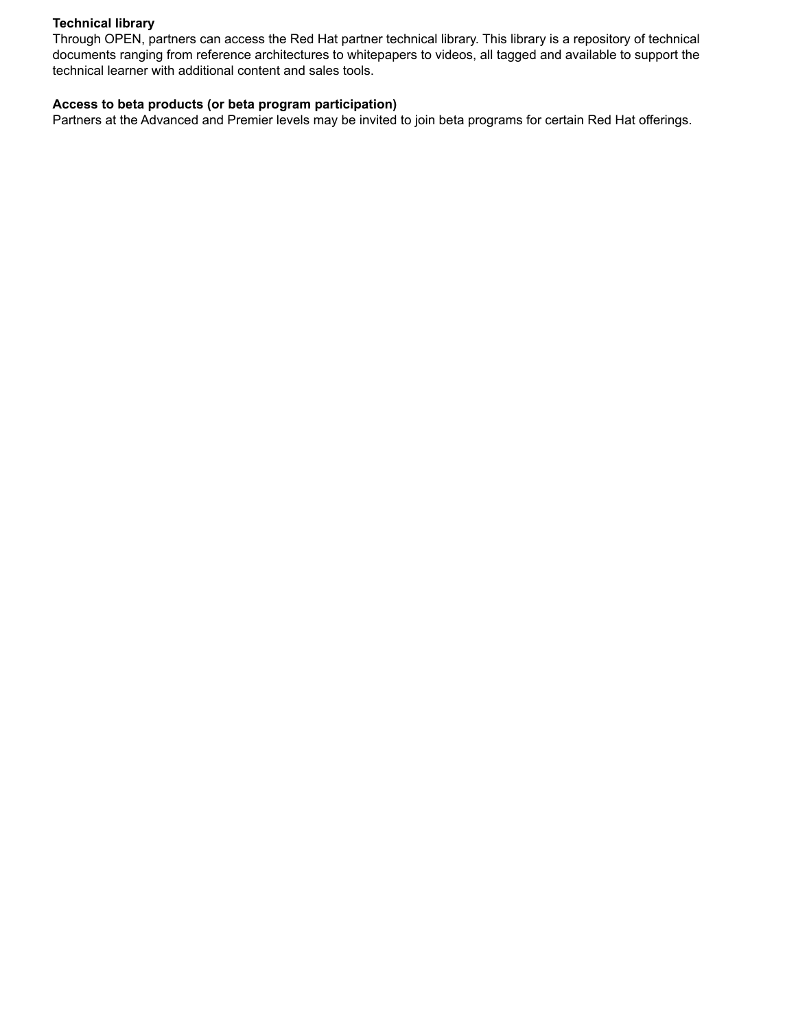**Technical library**
Through OPEN, partners can access the Red Hat partner technical library. This library is a repository of technical documents ranging from reference architectures to whitepapers to videos, all tagged and available to support the technical learner with additional content and sales tools.

**Access to beta products (or beta program participation)**
Partners at the Advanced and Premier levels may be invited to join beta programs for certain Red Hat offerings.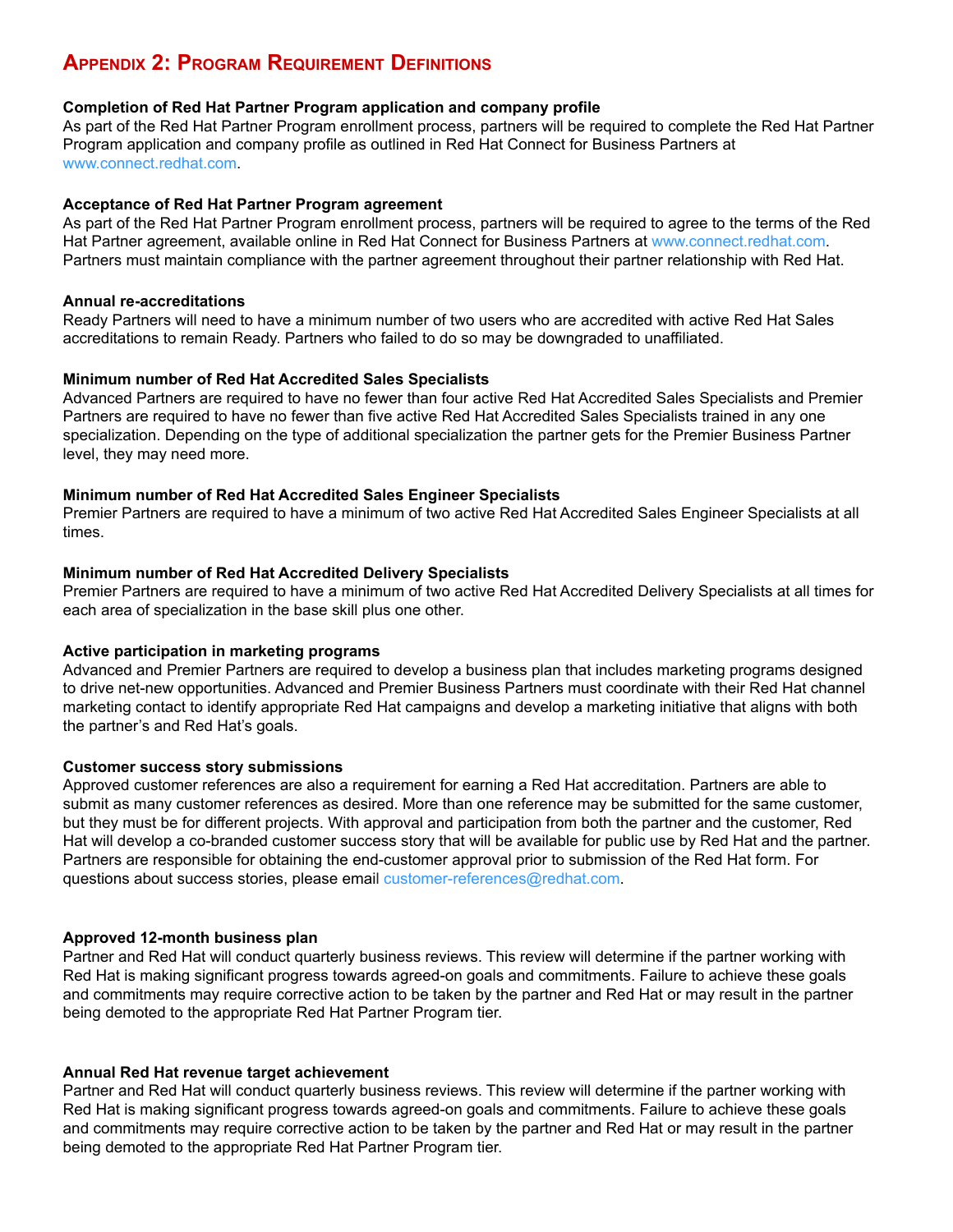# Appendix 2: Program Requirement Definitions

**Completion of Red Hat Partner Program application and company profile**
As part of the Red Hat Partner Program enrollment process, partners will be required to complete the Red Hat Partner Program application and company profile as outlined in Red Hat Connect for Business Partners at www.connect.redhat.com.

**Acceptance of Red Hat Partner Program agreement**
As part of the Red Hat Partner Program enrollment process, partners will be required to agree to the terms of the Red Hat Partner agreement, available online in Red Hat Connect for Business Partners at www.connect.redhat.com. Partners must maintain compliance with the partner agreement throughout their partner relationship with Red Hat.

**Annual re-accreditations**
Ready Partners will need to have a minimum number of two users who are accredited with active Red Hat Sales accreditations to remain Ready. Partners who failed to do so may be downgraded to unaffiliated.

**Minimum number of Red Hat Accredited Sales Specialists**
Advanced Partners are required to have no fewer than four active Red Hat Accredited Sales Specialists and Premier Partners are required to have no fewer than five active Red Hat Accredited Sales Specialists trained in any one specialization. Depending on the type of additional specialization the partner gets for the Premier Business Partner level, they may need more.

**Minimum number of Red Hat Accredited Sales Engineer Specialists**
Premier Partners are required to have a minimum of two active Red Hat Accredited Sales Engineer Specialists at all times.

**Minimum number of Red Hat Accredited Delivery Specialists**
Premier Partners are required to have a minimum of two active Red Hat Accredited Delivery Specialists at all times for each area of specialization in the base skill plus one other.

**Active participation in marketing programs**
Advanced and Premier Partners are required to develop a business plan that includes marketing programs designed to drive net-new opportunities. Advanced and Premier Business Partners must coordinate with their Red Hat channel marketing contact to identify appropriate Red Hat campaigns and develop a marketing initiative that aligns with both the partner's and Red Hat's goals.

**Customer success story submissions**
Approved customer references are also a requirement for earning a Red Hat accreditation. Partners are able to submit as many customer references as desired. More than one reference may be submitted for the same customer, but they must be for different projects. With approval and participation from both the partner and the customer, Red Hat will develop a co-branded customer success story that will be available for public use by Red Hat and the partner. Partners are responsible for obtaining the end-customer approval prior to submission of the Red Hat form. For questions about success stories, please email customer-references@redhat.com.

**Approved 12-month business plan**
Partner and Red Hat will conduct quarterly business reviews. This review will determine if the partner working with Red Hat is making significant progress towards agreed-on goals and commitments. Failure to achieve these goals and commitments may require corrective action to be taken by the partner and Red Hat or may result in the partner being demoted to the appropriate Red Hat Partner Program tier.

**Annual Red Hat revenue target achievement**
Partner and Red Hat will conduct quarterly business reviews. This review will determine if the partner working with Red Hat is making significant progress towards agreed-on goals and commitments. Failure to achieve these goals and commitments may require corrective action to be taken by the partner and Red Hat or may result in the partner being demoted to the appropriate Red Hat Partner Program tier.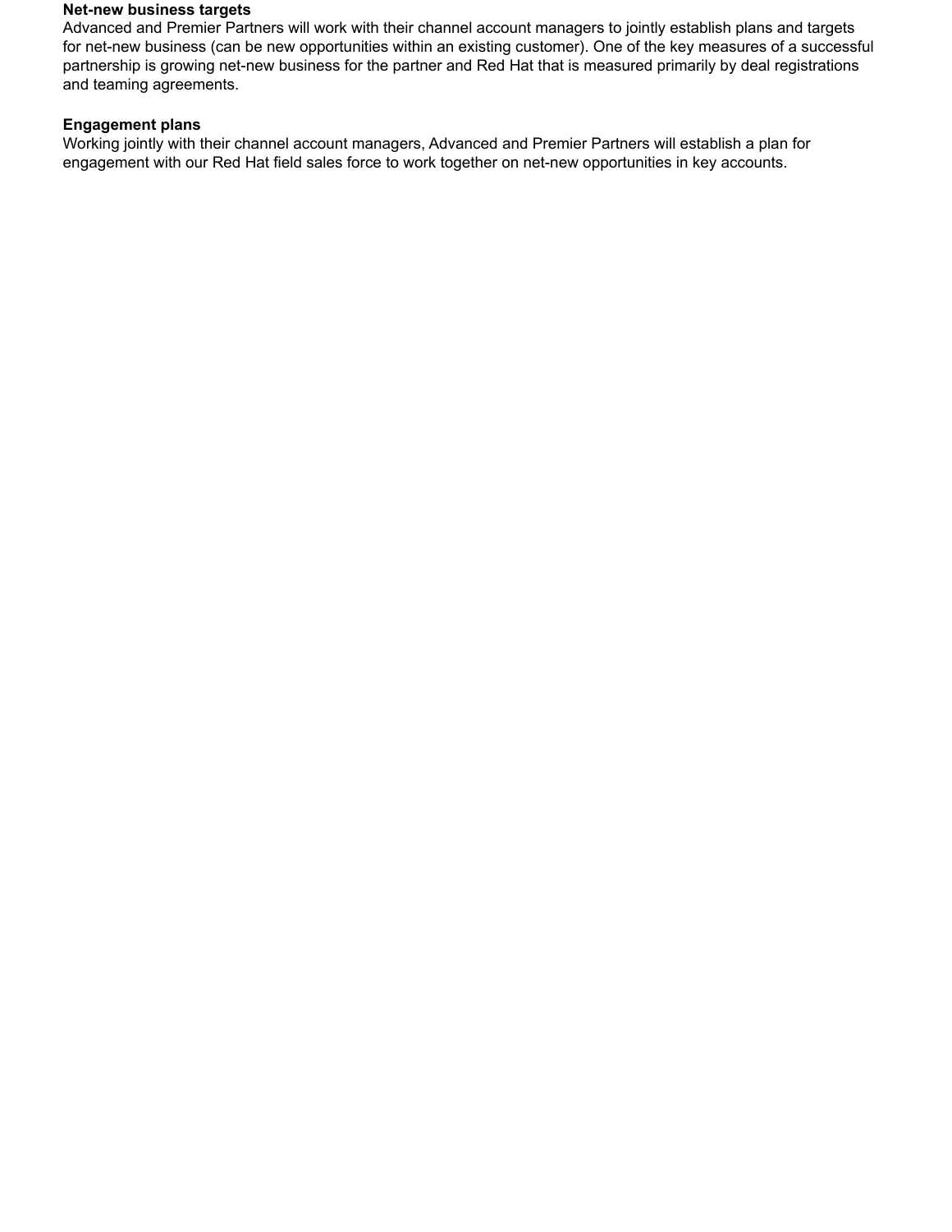**Net-new business targets**

Advanced and Premier Partners will work with their channel account managers to jointly establish plans and targets for net-new business (can be new opportunities within an existing customer). One of the key measures of a successful partnership is growing net-new business for the partner and Red Hat that is measured primarily by deal registrations and teaming agreements.

**Engagement plans**

Working jointly with their channel account managers, Advanced and Premier Partners will establish a plan for engagement with our Red Hat field sales force to work together on net-new opportunities in key accounts.